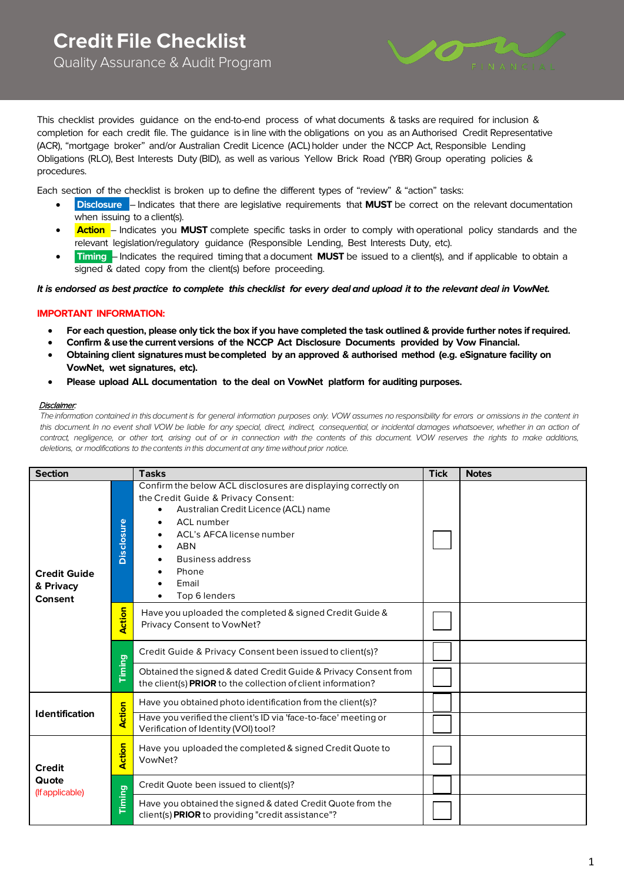# Credit File Checklist

Quality Assurance & Audit Program

This checklist provides guidance on the end-to-end process of what documents & tasks are required for inclusion & completion for each credit file. The guidance is in line with the obligations on you as an Authorised Credit Representative (ACR), "mortgage broker" and/or Australian Credit Licence (ACL) holder under the NCCP Act, Responsible Lending Obligations (RLO), Best Interests Duty (BID), as well as various Yellow Brick Road (YBR) Group operating policies & procedures.

Each section of the checklist is broken up to define the different types of "review" & "action" tasks:

- **Disclosure** – Indicates that there are legislative requirements that **MUST** be correct on the relevant documentation when issuing to a client(s).
- **Action** – Indicates you **MUST** complete specific tasks in order to comply with operational policy standards and the relevant legislation/regulatory guidance (Responsible Lending, Best Interests Duty, etc).
- **Timing** – Indicates the required timing that a document **MUST** be issued to a client(s), and if applicable to obtain a signed & dated copy from the client(s) before proceeding.

***It is endorsed as best practice to complete this checklist for every deal and upload it to the relevant deal in VowNet.***

**IMPORTANT INFORMATION:**

- **For each question, please only tick the box if you have completed the task outlined & provide further notes if required.**
- **Confirm & use the current versions of the NCCP Act Disclosure Documents provided by Vow Financial.**
- **Obtaining client signatures must be completed by an approved & authorised method (e.g. eSignature facility on VowNet, wet signatures, etc).**
- **Please upload ALL documentation to the deal on VowNet platform for auditing purposes.**

*Disclaimer:*

*The information contained in this document is for general information purposes only. VOW assumes no responsibility for errors or omissions in the content in this document. In no event shall VOW be liable for any special, direct, indirect, consequential, or incidental damages whatsoever, whether in an action of contract, negligence, or other tort, arising out of or in connection with the contents of this document. VOW reserves the rights to make additions, deletions, or modifications to the contents in this document at any time without prior notice.*

| Section | | Tasks | Tick | Notes |
|---|---|---|---|---|
| **Credit Guide & Privacy Consent** | Disclosure | Confirm the below ACL disclosures are displaying correctly on the Credit Guide & Privacy Consent:<br>• Australian Credit Licence (ACL) name<br>• ACL number<br>• ACL's AFCA license number<br>• ABN<br>• Business address<br>• Phone<br>• Email<br>• Top 6 lenders | ☐ | |
| | Action | Have you uploaded the completed & signed Credit Guide & Privacy Consent to VowNet? | ☐ | |
| | Timing | Credit Guide & Privacy Consent been issued to client(s)? | ☐ | |
| | | Obtained the signed & dated Credit Guide & Privacy Consent from the client(s) **PRIOR** to the collection of client information? | ☐ | |
| **Identification** | Action | Have you obtained photo identification from the client(s)? | ☐ | |
| | | Have you verified the client's ID via 'face-to-face' meeting or Verification of Identity (VOI) tool? | ☐ | |
| **Credit Quote** (If applicable) | Action | Have you uploaded the completed & signed Credit Quote to VowNet? | ☐ | |
| | Timing | Credit Quote been issued to client(s)? | ☐ | |
| | | Have you obtained the signed & dated Credit Quote from the client(s) **PRIOR** to providing "credit assistance"? | ☐ | |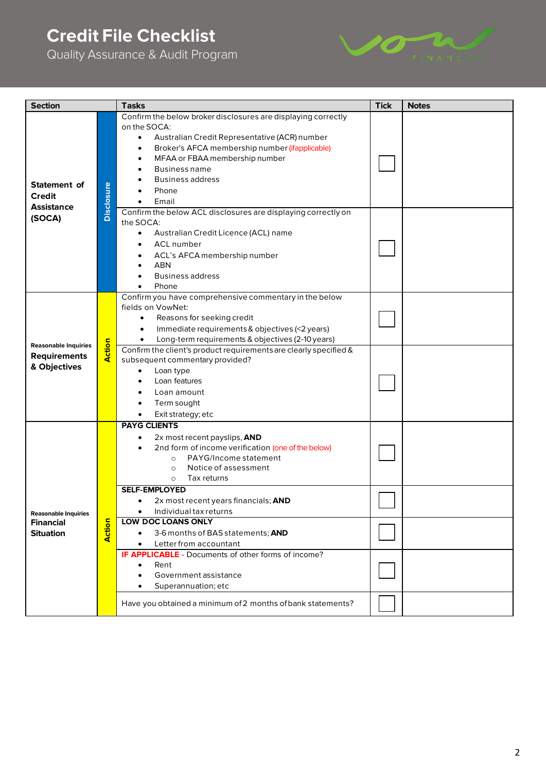# Credit File Checklist

Quality Assurance & Audit Program

| Section | | Tasks | Tick | Notes |
|---|---|---|---|---|
| Statement of Credit Assistance (SOCA) | Disclosure | Confirm the below broker disclosures are displaying correctly on the SOCA:<br>• Australian Credit Representative (ACR) number<br>• Broker's AFCA membership number (if applicable)<br>• MFAA or FBAA membership number<br>• Business name<br>• Business address<br>• Phone<br>• Email | ☐ | |
| | | Confirm the below ACL disclosures are displaying correctly on the SOCA:<br>• Australian Credit Licence (ACL) name<br>• ACL number<br>• ACL's AFCA membership number<br>• ABN<br>• Business address<br>• Phone | ☐ | |
| Reasonable Inquiries Requirements & Objectives | Action | Confirm you have comprehensive commentary in the below fields on VowNet:<br>• Reasons for seeking credit<br>• Immediate requirements & objectives (<2 years)<br>• Long-term requirements & objectives (2-10 years) | ☐ | |
| | | Confirm the client's product requirements are clearly specified & subsequent commentary provided?<br>• Loan type<br>• Loan features<br>• Loan amount<br>• Term sought<br>• Exit strategy; etc | ☐ | |
| Reasonable Inquiries Financial Situation | Action | **PAYG CLIENTS**<br>• 2x most recent payslips, **AND**<br>• 2nd form of income verification (one of the below)<br>  ○ PAYG/Income statement<br>  ○ Notice of assessment<br>  ○ Tax returns | ☐ | |
| | | **SELF-EMPLOYED**<br>• 2x most recent years financials; **AND**<br>• Individual tax returns | ☐ | |
| | | **LOW DOC LOANS ONLY**<br>• 3-6 months of BAS statements; **AND**<br>• Letter from accountant | ☐ | |
| | | **IF APPLICABLE** - Documents of other forms of income?<br>• Rent<br>• Government assistance<br>• Superannuation; etc | ☐ | |
| | | Have you obtained a minimum of 2 months of bank statements? | ☐ | |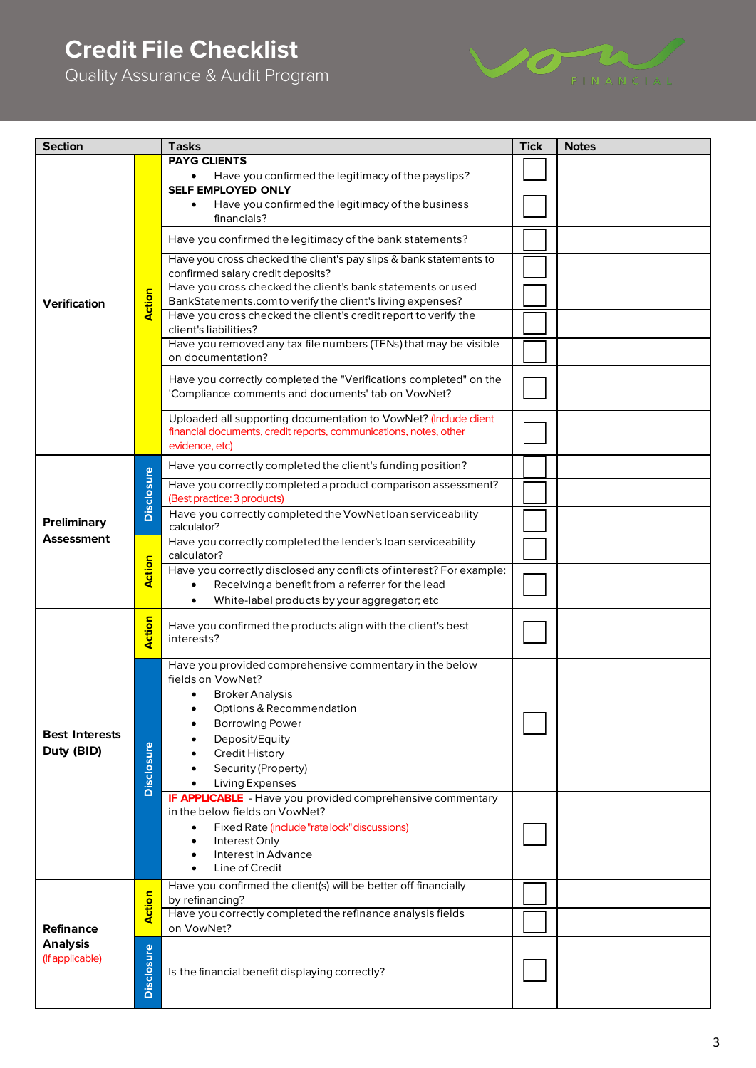# Credit File Checklist

Quality Assurance & Audit Program

| Section | | Tasks | Tick | Notes |
|---|---|---|---|---|
| Verification | Action | **PAYG CLIENTS**<br>• Have you confirmed the legitimacy of the payslips? | ☐ | |
| | | **SELF EMPLOYED ONLY**<br>• Have you confirmed the legitimacy of the business financials? | ☐ | |
| | | Have you confirmed the legitimacy of the bank statements? | ☐ | |
| | | Have you cross checked the client's pay slips & bank statements to confirmed salary credit deposits? | ☐ | |
| | | Have you cross checked the client's bank statements or used BankStatements.com to verify the client's living expenses? | ☐ | |
| | | Have you cross checked the client's credit report to verify the client's liabilities? | ☐ | |
| | | Have you removed any tax file numbers (TFNs) that may be visible on documentation? | ☐ | |
| | | Have you correctly completed the "Verifications completed" on the 'Compliance comments and documents' tab on VowNet? | ☐ | |
| | | Uploaded all supporting documentation to VowNet? (Include client financial documents, credit reports, communications, notes, other evidence, etc) | ☐ | |
| Preliminary Assessment | Disclosure | Have you correctly completed the client's funding position? | ☐ | |
| | | Have you correctly completed a product comparison assessment? (Best practice: 3 products) | ☐ | |
| | | Have you correctly completed the VowNet loan serviceability calculator? | ☐ | |
| | Action | Have you correctly completed the lender's loan serviceability calculator? | ☐ | |
| | | Have you correctly disclosed any conflicts of interest? For example:<br>• Receiving a benefit from a referrer for the lead<br>• White-label products by your aggregator; etc | ☐ | |
| Best Interests Duty (BID) | Action | Have you confirmed the products align with the client's best interests? | ☐ | |
| | Disclosure | Have you provided comprehensive commentary in the below fields on VowNet?<br>• Broker Analysis<br>• Options & Recommendation<br>• Borrowing Power<br>• Deposit/Equity<br>• Credit History<br>• Security (Property)<br>• Living Expenses | ☐ | |
| | | **IF APPLICABLE** - Have you provided comprehensive commentary in the below fields on VowNet?<br>• Fixed Rate (include "rate lock" discussions)<br>• Interest Only<br>• Interest in Advance<br>• Line of Credit | ☐ | |
| Refinance Analysis (If applicable) | Action | Have you confirmed the client(s) will be better off financially by refinancing? | ☐ | |
| | | Have you correctly completed the refinance analysis fields on VowNet? | ☐ | |
| | Disclosure | Is the financial benefit displaying correctly? | ☐ | |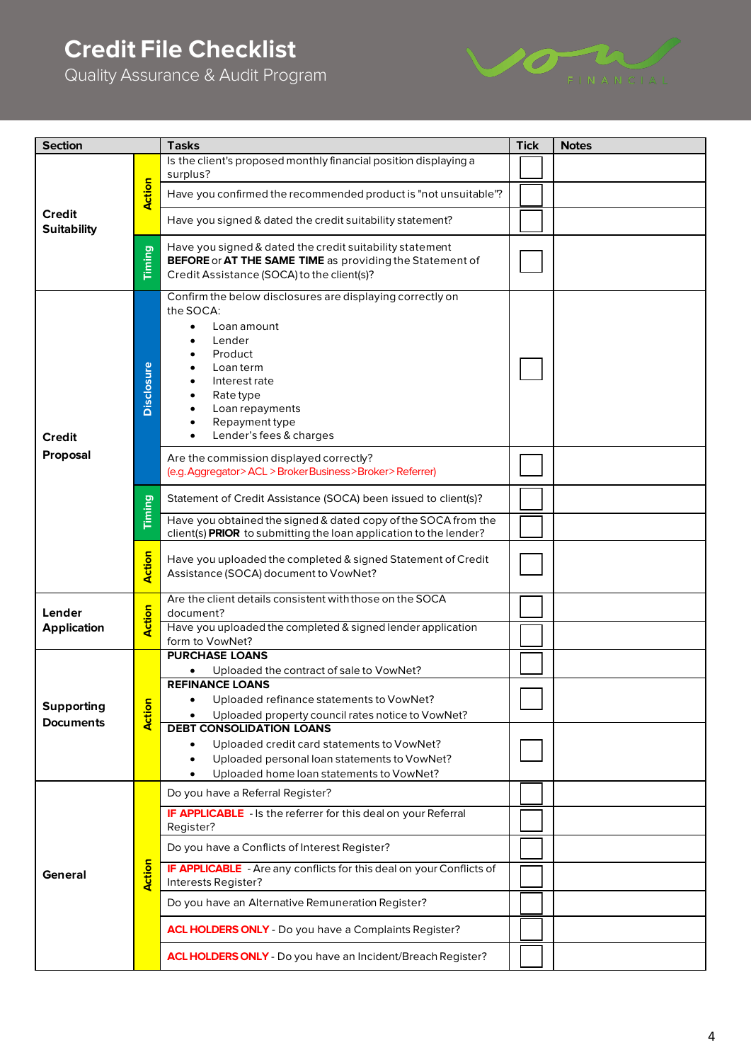# Credit File Checklist

Quality Assurance & Audit Program

| Section | | Tasks | Tick | Notes |
|---|---|---|---|---|
| Credit Suitability | Action | Is the client's proposed monthly financial position displaying a surplus? | ☐ | |
| | | Have you confirmed the recommended product is "not unsuitable"? | ☐ | |
| | | Have you signed & dated the credit suitability statement? | ☐ | |
| | Timing | Have you signed & dated the credit suitability statement **BEFORE** or **AT THE SAME TIME** as providing the Statement of Credit Assistance (SOCA) to the client(s)? | ☐ | |
| Credit Proposal | Disclosure | Confirm the below disclosures are displaying correctly on the SOCA:<br>• Loan amount<br>• Lender<br>• Product<br>• Loan term<br>• Interest rate<br>• Rate type<br>• Loan repayments<br>• Repayment type<br>• Lender's fees & charges | ☐ | |
| | | Are the commission displayed correctly?<br>(e.g. Aggregator > ACL > Broker Business > Broker > Referrer) | ☐ | |
| | Timing | Statement of Credit Assistance (SOCA) been issued to client(s)? | ☐ | |
| | | Have you obtained the signed & dated copy of the SOCA from the client(s) **PRIOR** to submitting the loan application to the lender? | ☐ | |
| | Action | Have you uploaded the completed & signed Statement of Credit Assistance (SOCA) document to VowNet? | ☐ | |
| Lender Application | Action | Are the client details consistent with those on the SOCA document? | ☐ | |
| | | Have you uploaded the completed & signed lender application form to VowNet? | ☐ | |
| Supporting Documents | Action | **PURCHASE LOANS**<br>• Uploaded the contract of sale to VowNet? | ☐ | |
| | | **REFINANCE LOANS**<br>• Uploaded refinance statements to VowNet?<br>• Uploaded property council rates notice to VowNet? | ☐ | |
| | | **DEBT CONSOLIDATION LOANS**<br>• Uploaded credit card statements to VowNet?<br>• Uploaded personal loan statements to VowNet?<br>• Uploaded home loan statements to VowNet? | ☐ | |
| General | Action | Do you have a Referral Register? | ☐ | |
| | | **IF APPLICABLE** - Is the referrer for this deal on your Referral Register? | ☐ | |
| | | Do you have a Conflicts of Interest Register? | ☐ | |
| | | **IF APPLICABLE** - Are any conflicts for this deal on your Conflicts of Interests Register? | ☐ | |
| | | Do you have an Alternative Remuneration Register? | ☐ | |
| | | **ACL HOLDERS ONLY** - Do you have a Complaints Register? | ☐ | |
| | | **ACL HOLDERS ONLY** - Do you have an Incident/Breach Register? | ☐ | |